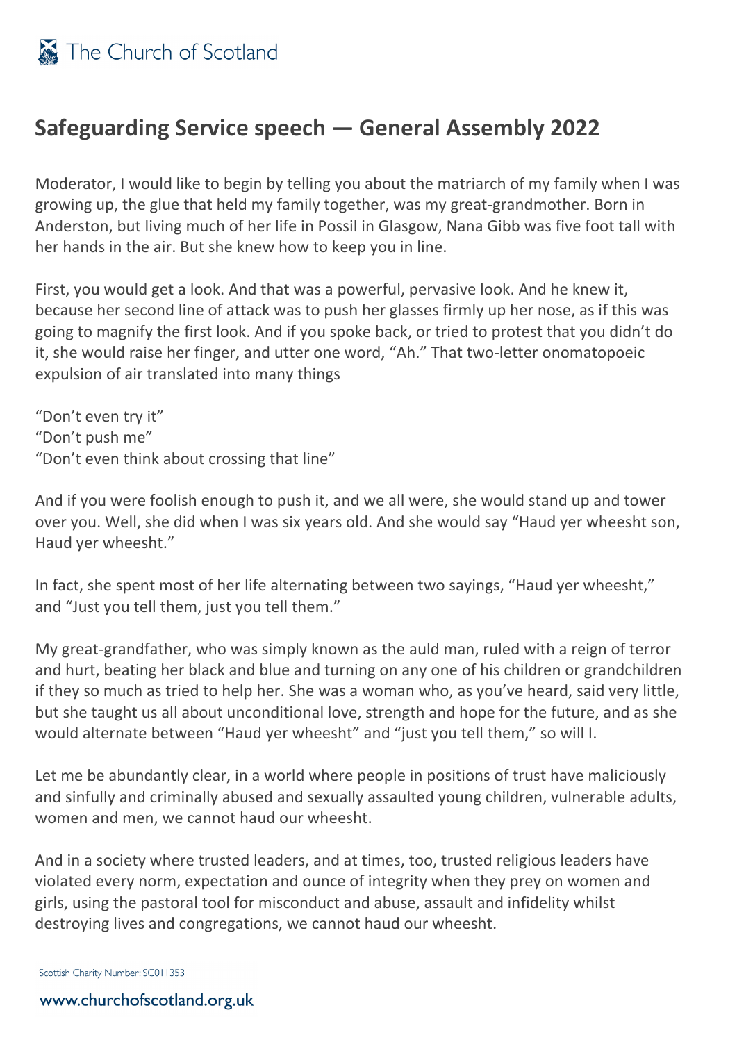## Safeguarding Service speech — General Assembly 2022

Moderator, I would like to begin by telling you about the matriarch of my family when I was growing up, the glue that held my family together, was my great-grandmother. Born in Anderston, but living much of her life in Possil in Glasgow, Nana Gibb was five foot tall with her hands in the air. But she knew how to keep you in line.

First, you would get a look. And that was a powerful, pervasive look. And he knew it, because her second line of attack was to push her glasses firmly up her nose, as if this was going to magnify the first look. And if you spoke back, or tried to protest that you didn't do it, she would raise her finger, and utter one word, "Ah." That two-letter onomatopoeic expulsion of air translated into many things

"Don't even try it"
"Don't push me"
"Don't even think about crossing that line"

And if you were foolish enough to push it, and we all were, she would stand up and tower over you. Well, she did when I was six years old. And she would say "Haud yer wheesht son, Haud yer wheesht."

In fact, she spent most of her life alternating between two sayings, "Haud yer wheesht," and "Just you tell them, just you tell them."

My great-grandfather, who was simply known as the auld man, ruled with a reign of terror and hurt, beating her black and blue and turning on any one of his children or grandchildren if they so much as tried to help her. She was a woman who, as you've heard, said very little, but she taught us all about unconditional love, strength and hope for the future, and as she would alternate between "Haud yer wheesht" and "just you tell them," so will I.

Let me be abundantly clear, in a world where people in positions of trust have maliciously and sinfully and criminally abused and sexually assaulted young children, vulnerable adults, women and men, we cannot haud our wheesht.

And in a society where trusted leaders, and at times, too, trusted religious leaders have violated every norm, expectation and ounce of integrity when they prey on women and girls, using the pastoral tool for misconduct and abuse, assault and infidelity whilst destroying lives and congregations, we cannot haud our wheesht.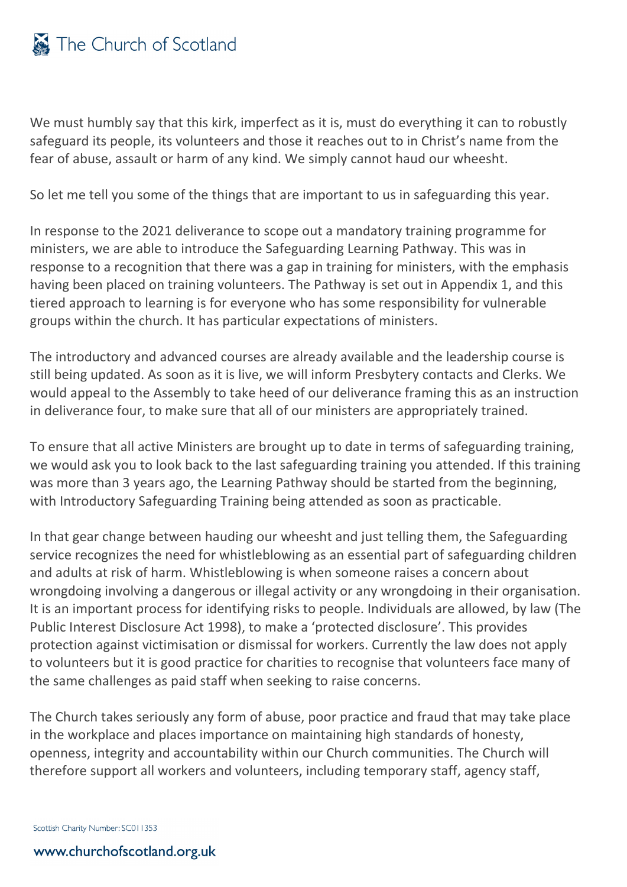We must humbly say that this kirk, imperfect as it is, must do everything it can to robustly safeguard its people, its volunteers and those it reaches out to in Christ's name from the fear of abuse, assault or harm of any kind. We simply cannot haud our wheesht.

So let me tell you some of the things that are important to us in safeguarding this year.

In response to the 2021 deliverance to scope out a mandatory training programme for ministers, we are able to introduce the Safeguarding Learning Pathway. This was in response to a recognition that there was a gap in training for ministers, with the emphasis having been placed on training volunteers. The Pathway is set out in Appendix 1, and this tiered approach to learning is for everyone who has some responsibility for vulnerable groups within the church. It has particular expectations of ministers.

The introductory and advanced courses are already available and the leadership course is still being updated. As soon as it is live, we will inform Presbytery contacts and Clerks. We would appeal to the Assembly to take heed of our deliverance framing this as an instruction in deliverance four, to make sure that all of our ministers are appropriately trained.

To ensure that all active Ministers are brought up to date in terms of safeguarding training, we would ask you to look back to the last safeguarding training you attended. If this training was more than 3 years ago, the Learning Pathway should be started from the beginning, with Introductory Safeguarding Training being attended as soon as practicable.

In that gear change between hauding our wheesht and just telling them, the Safeguarding service recognizes the need for whistleblowing as an essential part of safeguarding children and adults at risk of harm. Whistleblowing is when someone raises a concern about wrongdoing involving a dangerous or illegal activity or any wrongdoing in their organisation. It is an important process for identifying risks to people. Individuals are allowed, by law (The Public Interest Disclosure Act 1998), to make a 'protected disclosure'. This provides protection against victimisation or dismissal for workers. Currently the law does not apply to volunteers but it is good practice for charities to recognise that volunteers face many of the same challenges as paid staff when seeking to raise concerns.

The Church takes seriously any form of abuse, poor practice and fraud that may take place in the workplace and places importance on maintaining high standards of honesty, openness, integrity and accountability within our Church communities. The Church will therefore support all workers and volunteers, including temporary staff, agency staff,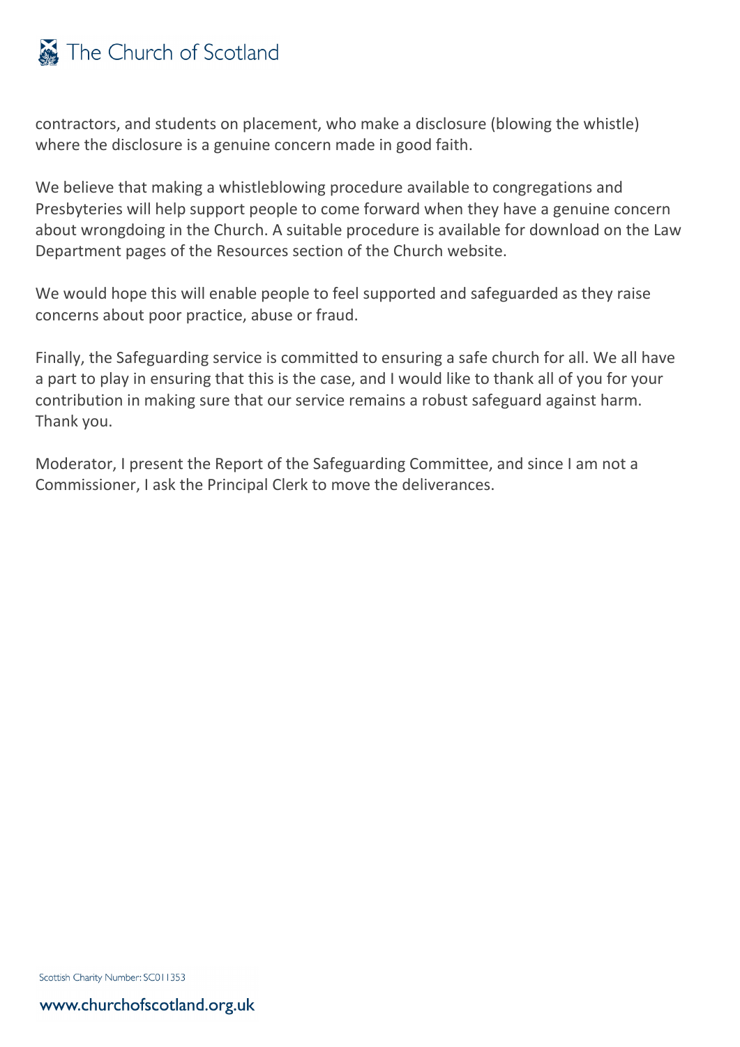contractors, and students on placement, who make a disclosure (blowing the whistle) where the disclosure is a genuine concern made in good faith.

We believe that making a whistleblowing procedure available to congregations and Presbyteries will help support people to come forward when they have a genuine concern about wrongdoing in the Church. A suitable procedure is available for download on the Law Department pages of the Resources section of the Church website.

We would hope this will enable people to feel supported and safeguarded as they raise concerns about poor practice, abuse or fraud.

Finally, the Safeguarding service is committed to ensuring a safe church for all. We all have a part to play in ensuring that this is the case, and I would like to thank all of you for your contribution in making sure that our service remains a robust safeguard against harm. Thank you.

Moderator, I present the Report of the Safeguarding Committee, and since I am not a Commissioner, I ask the Principal Clerk to move the deliverances.